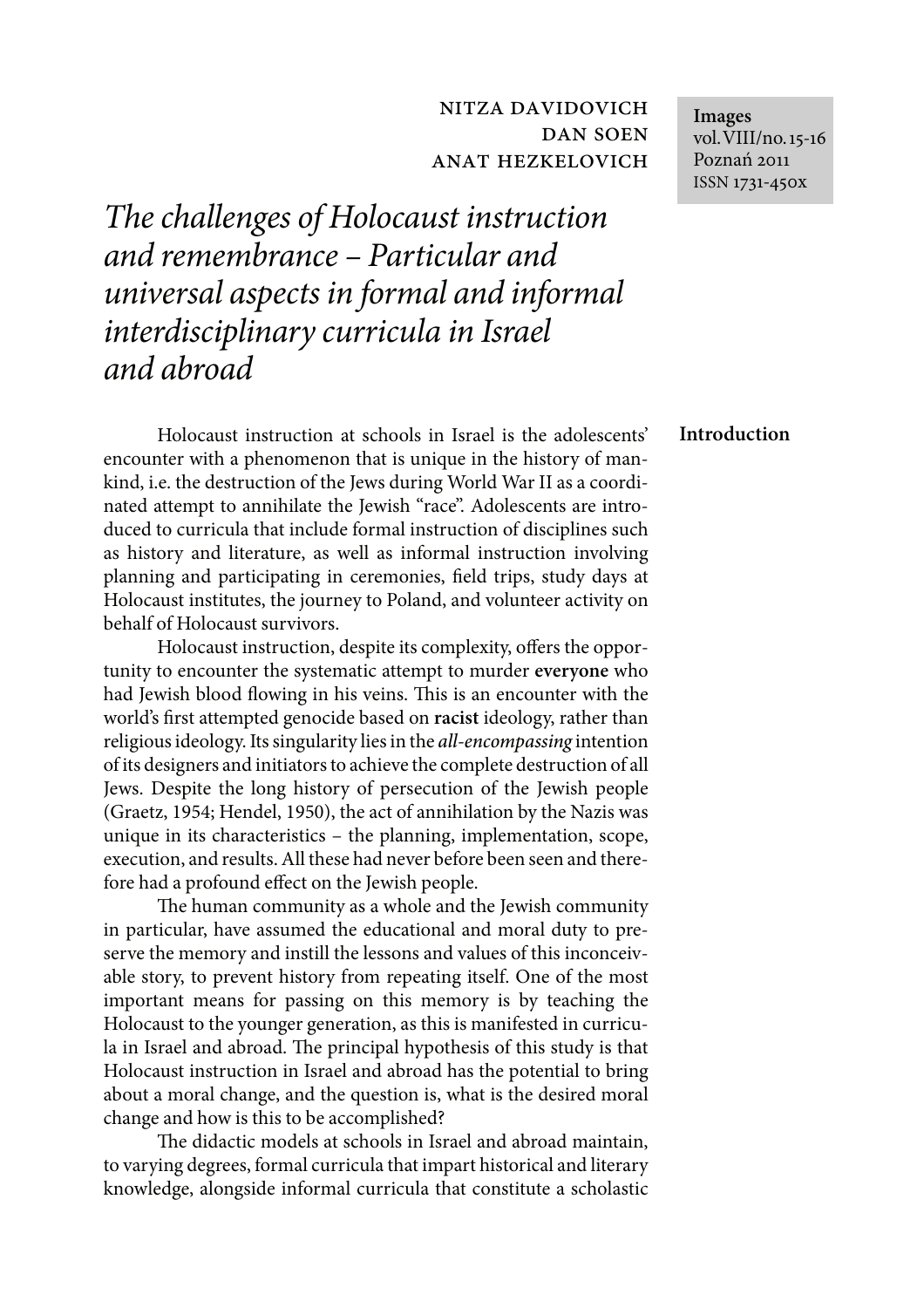NITZA DAVIDOVICH
DAN SOEN
ANAT HEZKELOVICH

**Images**
vol. VIII/no. 15-16
Poznań 2011
ISSN 1731-450x

# *The challenges of Holocaust instruction and remembrance – Particular and universal aspects in formal and informal interdisciplinary curricula in Israel and abroad*

## Introduction

Holocaust instruction at schools in Israel is the adolescents' encounter with a phenomenon that is unique in the history of mankind, i.e. the destruction of the Jews during World War II as a coordinated attempt to annihilate the Jewish "race". Adolescents are introduced to curricula that include formal instruction of disciplines such as history and literature, as well as informal instruction involving planning and participating in ceremonies, field trips, study days at Holocaust institutes, the journey to Poland, and volunteer activity on behalf of Holocaust survivors.

Holocaust instruction, despite its complexity, offers the opportunity to encounter the systematic attempt to murder **everyone** who had Jewish blood flowing in his veins. This is an encounter with the world's first attempted genocide based on **racist** ideology, rather than religious ideology. Its singularity lies in the *all-encompassing* intention of its designers and initiators to achieve the complete destruction of all Jews. Despite the long history of persecution of the Jewish people (Graetz, 1954; Hendel, 1950), the act of annihilation by the Nazis was unique in its characteristics – the planning, implementation, scope, execution, and results. All these had never before been seen and therefore had a profound effect on the Jewish people.

The human community as a whole and the Jewish community in particular, have assumed the educational and moral duty to preserve the memory and instill the lessons and values of this inconceivable story, to prevent history from repeating itself. One of the most important means for passing on this memory is by teaching the Holocaust to the younger generation, as this is manifested in curricula in Israel and abroad. The principal hypothesis of this study is that Holocaust instruction in Israel and abroad has the potential to bring about a moral change, and the question is, what is the desired moral change and how is this to be accomplished?

The didactic models at schools in Israel and abroad maintain, to varying degrees, formal curricula that impart historical and literary knowledge, alongside informal curricula that constitute a scholastic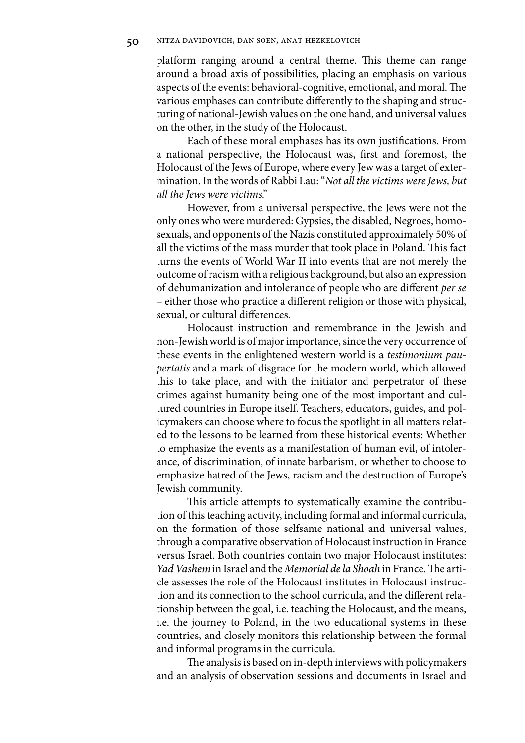platform ranging around a central theme. This theme can range around a broad axis of possibilities, placing an emphasis on various aspects of the events: behavioral-cognitive, emotional, and moral. The various emphases can contribute differently to the shaping and structuring of national-Jewish values on the one hand, and universal values on the other, in the study of the Holocaust.

Each of these moral emphases has its own justifications. From a national perspective, the Holocaust was, first and foremost, the Holocaust of the Jews of Europe, where every Jew was a target of extermination. In the words of Rabbi Lau: "*Not all the victims were Jews, but all the Jews were victims*."

However, from a universal perspective, the Jews were not the only ones who were murdered: Gypsies, the disabled, Negroes, homosexuals, and opponents of the Nazis constituted approximately 50% of all the victims of the mass murder that took place in Poland. This fact turns the events of World War II into events that are not merely the outcome of racism with a religious background, but also an expression of dehumanization and intolerance of people who are different *per se* – either those who practice a different religion or those with physical, sexual, or cultural differences.

Holocaust instruction and remembrance in the Jewish and non-Jewish world is of major importance, since the very occurrence of these events in the enlightened western world is a *testimonium paupertatis* and a mark of disgrace for the modern world, which allowed this to take place, and with the initiator and perpetrator of these crimes against humanity being one of the most important and cultured countries in Europe itself. Teachers, educators, guides, and policymakers can choose where to focus the spotlight in all matters related to the lessons to be learned from these historical events: Whether to emphasize the events as a manifestation of human evil, of intolerance, of discrimination, of innate barbarism, or whether to choose to emphasize hatred of the Jews, racism and the destruction of Europe's Jewish community.

This article attempts to systematically examine the contribution of this teaching activity, including formal and informal curricula, on the formation of those selfsame national and universal values, through a comparative observation of Holocaust instruction in France versus Israel. Both countries contain two major Holocaust institutes: *Yad Vashem* in Israel and the *Memorial de la Shoah* in France. The article assesses the role of the Holocaust institutes in Holocaust instruction and its connection to the school curricula, and the different relationship between the goal, i.e. teaching the Holocaust, and the means, i.e. the journey to Poland, in the two educational systems in these countries, and closely monitors this relationship between the formal and informal programs in the curricula.

The analysis is based on in-depth interviews with policymakers and an analysis of observation sessions and documents in Israel and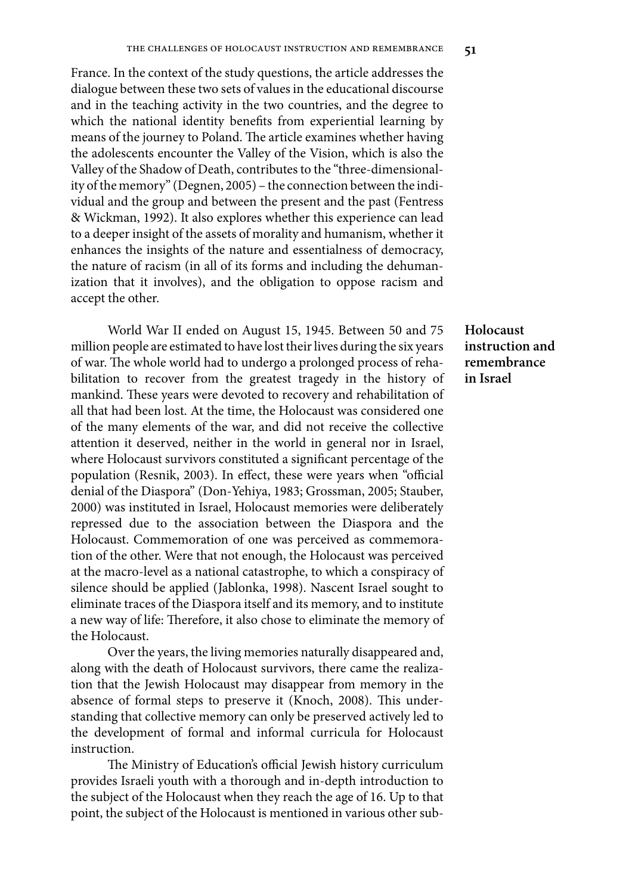France. In the context of the study questions, the article addresses the dialogue between these two sets of values in the educational discourse and in the teaching activity in the two countries, and the degree to which the national identity benefits from experiential learning by means of the journey to Poland. The article examines whether having the adolescents encounter the Valley of the Vision, which is also the Valley of the Shadow of Death, contributes to the "three-dimensionality of the memory" (Degnen, 2005) – the connection between the individual and the group and between the present and the past (Fentress & Wickman, 1992). It also explores whether this experience can lead to a deeper insight of the assets of morality and humanism, whether it enhances the insights of the nature and essentialness of democracy, the nature of racism (in all of its forms and including the dehumanization that it involves), and the obligation to oppose racism and accept the other.

## Holocaust instruction and remembrance in Israel

World War II ended on August 15, 1945. Between 50 and 75 million people are estimated to have lost their lives during the six years of war. The whole world had to undergo a prolonged process of rehabilitation to recover from the greatest tragedy in the history of mankind. These years were devoted to recovery and rehabilitation of all that had been lost. At the time, the Holocaust was considered one of the many elements of the war, and did not receive the collective attention it deserved, neither in the world in general nor in Israel, where Holocaust survivors constituted a significant percentage of the population (Resnik, 2003). In effect, these were years when "official denial of the Diaspora" (Don-Yehiya, 1983; Grossman, 2005; Stauber, 2000) was instituted in Israel, Holocaust memories were deliberately repressed due to the association between the Diaspora and the Holocaust. Commemoration of one was perceived as commemoration of the other. Were that not enough, the Holocaust was perceived at the macro-level as a national catastrophe, to which a conspiracy of silence should be applied (Jablonka, 1998). Nascent Israel sought to eliminate traces of the Diaspora itself and its memory, and to institute a new way of life: Therefore, it also chose to eliminate the memory of the Holocaust.

Over the years, the living memories naturally disappeared and, along with the death of Holocaust survivors, there came the realization that the Jewish Holocaust may disappear from memory in the absence of formal steps to preserve it (Knoch, 2008). This understanding that collective memory can only be preserved actively led to the development of formal and informal curricula for Holocaust instruction.

The Ministry of Education's official Jewish history curriculum provides Israeli youth with a thorough and in-depth introduction to the subject of the Holocaust when they reach the age of 16. Up to that point, the subject of the Holocaust is mentioned in various other sub-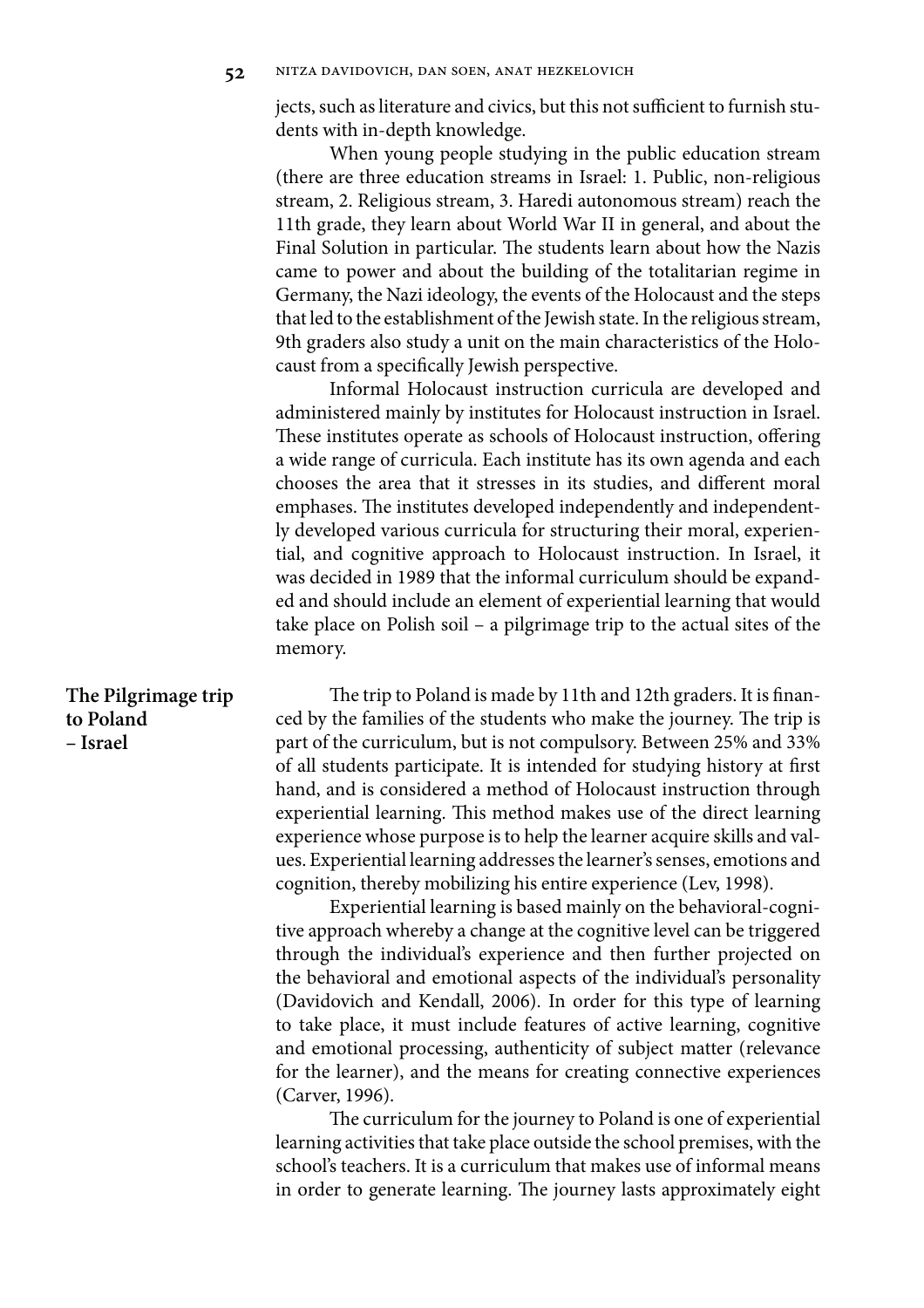jects, such as literature and civics, but this not sufficient to furnish students with in-depth knowledge.

When young people studying in the public education stream (there are three education streams in Israel: 1. Public, non-religious stream, 2. Religious stream, 3. Haredi autonomous stream) reach the 11th grade, they learn about World War II in general, and about the Final Solution in particular. The students learn about how the Nazis came to power and about the building of the totalitarian regime in Germany, the Nazi ideology, the events of the Holocaust and the steps that led to the establishment of the Jewish state. In the religious stream, 9th graders also study a unit on the main characteristics of the Holocaust from a specifically Jewish perspective.

Informal Holocaust instruction curricula are developed and administered mainly by institutes for Holocaust instruction in Israel. These institutes operate as schools of Holocaust instruction, offering a wide range of curricula. Each institute has its own agenda and each chooses the area that it stresses in its studies, and different moral emphases. The institutes developed independently and independently developed various curricula for structuring their moral, experiential, and cognitive approach to Holocaust instruction. In Israel, it was decided in 1989 that the informal curriculum should be expanded and should include an element of experiential learning that would take place on Polish soil – a pilgrimage trip to the actual sites of the memory.

## The Pilgrimage trip to Poland – Israel

The trip to Poland is made by 11th and 12th graders. It is financed by the families of the students who make the journey. The trip is part of the curriculum, but is not compulsory. Between 25% and 33% of all students participate. It is intended for studying history at first hand, and is considered a method of Holocaust instruction through experiential learning. This method makes use of the direct learning experience whose purpose is to help the learner acquire skills and values. Experiential learning addresses the learner's senses, emotions and cognition, thereby mobilizing his entire experience (Lev, 1998).

Experiential learning is based mainly on the behavioral-cognitive approach whereby a change at the cognitive level can be triggered through the individual's experience and then further projected on the behavioral and emotional aspects of the individual's personality (Davidovich and Kendall, 2006). In order for this type of learning to take place, it must include features of active learning, cognitive and emotional processing, authenticity of subject matter (relevance for the learner), and the means for creating connective experiences (Carver, 1996).

The curriculum for the journey to Poland is one of experiential learning activities that take place outside the school premises, with the school's teachers. It is a curriculum that makes use of informal means in order to generate learning. The journey lasts approximately eight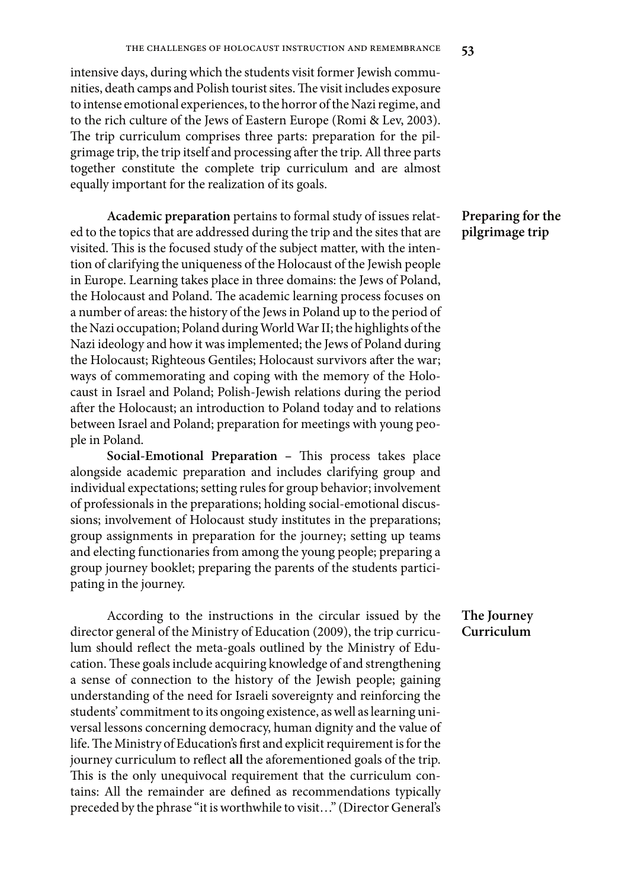intensive days, during which the students visit former Jewish communities, death camps and Polish tourist sites. The visit includes exposure to intense emotional experiences, to the horror of the Nazi regime, and to the rich culture of the Jews of Eastern Europe (Romi & Lev, 2003). The trip curriculum comprises three parts: preparation for the pilgrimage trip, the trip itself and processing after the trip. All three parts together constitute the complete trip curriculum and are almost equally important for the realization of its goals.

## Preparing for the pilgrimage trip

**Academic preparation** pertains to formal study of issues related to the topics that are addressed during the trip and the sites that are visited. This is the focused study of the subject matter, with the intention of clarifying the uniqueness of the Holocaust of the Jewish people in Europe. Learning takes place in three domains: the Jews of Poland, the Holocaust and Poland. The academic learning process focuses on a number of areas: the history of the Jews in Poland up to the period of the Nazi occupation; Poland during World War II; the highlights of the Nazi ideology and how it was implemented; the Jews of Poland during the Holocaust; Righteous Gentiles; Holocaust survivors after the war; ways of commemorating and coping with the memory of the Holocaust in Israel and Poland; Polish-Jewish relations during the period after the Holocaust; an introduction to Poland today and to relations between Israel and Poland; preparation for meetings with young people in Poland.

**Social-Emotional Preparation** – This process takes place alongside academic preparation and includes clarifying group and individual expectations; setting rules for group behavior; involvement of professionals in the preparations; holding social-emotional discussions; involvement of Holocaust study institutes in the preparations; group assignments in preparation for the journey; setting up teams and electing functionaries from among the young people; preparing a group journey booklet; preparing the parents of the students participating in the journey.

## The Journey Curriculum

According to the instructions in the circular issued by the director general of the Ministry of Education (2009), the trip curriculum should reflect the meta-goals outlined by the Ministry of Education. These goals include acquiring knowledge of and strengthening a sense of connection to the history of the Jewish people; gaining understanding of the need for Israeli sovereignty and reinforcing the students' commitment to its ongoing existence, as well as learning universal lessons concerning democracy, human dignity and the value of life. The Ministry of Education's first and explicit requirement is for the journey curriculum to reflect **all** the aforementioned goals of the trip. This is the only unequivocal requirement that the curriculum contains: All the remainder are defined as recommendations typically preceded by the phrase "it is worthwhile to visit…" (Director General's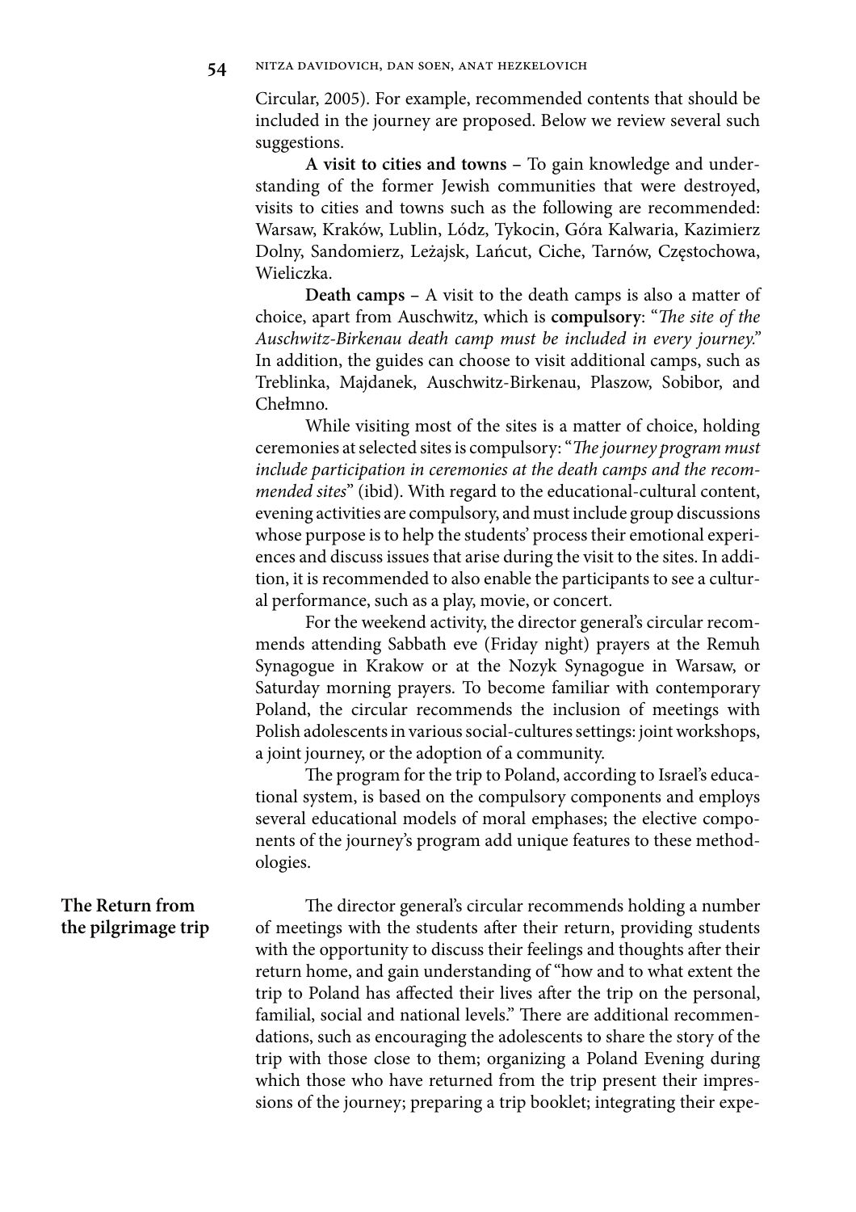Circular, 2005). For example, recommended contents that should be included in the journey are proposed. Below we review several such suggestions.

**A visit to cities and towns** – To gain knowledge and understanding of the former Jewish communities that were destroyed, visits to cities and towns such as the following are recommended: Warsaw, Kraków, Lublin, Lódz, Tykocin, Góra Kalwaria, Kazimierz Dolny, Sandomierz, Leżajsk, Łańcut, Ciche, Tarnów, Częstochowa, Wieliczka.

**Death camps** – A visit to the death camps is also a matter of choice, apart from Auschwitz, which is **compulsory**: "*The site of the Auschwitz-Birkenau death camp must be included in every journey.*" In addition, the guides can choose to visit additional camps, such as Treblinka, Majdanek, Auschwitz-Birkenau, Plaszow, Sobibor, and Chełmno.

While visiting most of the sites is a matter of choice, holding ceremonies at selected sites is compulsory: "*The journey program must include participation in ceremonies at the death camps and the recommended sites*" (ibid). With regard to the educational-cultural content, evening activities are compulsory, and must include group discussions whose purpose is to help the students' process their emotional experiences and discuss issues that arise during the visit to the sites. In addition, it is recommended to also enable the participants to see a cultural performance, such as a play, movie, or concert.

For the weekend activity, the director general's circular recommends attending Sabbath eve (Friday night) prayers at the Remuh Synagogue in Krakow or at the Nozyk Synagogue in Warsaw, or Saturday morning prayers. To become familiar with contemporary Poland, the circular recommends the inclusion of meetings with Polish adolescents in various social-cultures settings: joint workshops, a joint journey, or the adoption of a community.

The program for the trip to Poland, according to Israel's educational system, is based on the compulsory components and employs several educational models of moral emphases; the elective components of the journey's program add unique features to these methodologies.

## The Return from the pilgrimage trip

The director general's circular recommends holding a number of meetings with the students after their return, providing students with the opportunity to discuss their feelings and thoughts after their return home, and gain understanding of "how and to what extent the trip to Poland has affected their lives after the trip on the personal, familial, social and national levels." There are additional recommendations, such as encouraging the adolescents to share the story of the trip with those close to them; organizing a Poland Evening during which those who have returned from the trip present their impressions of the journey; preparing a trip booklet; integrating their expe-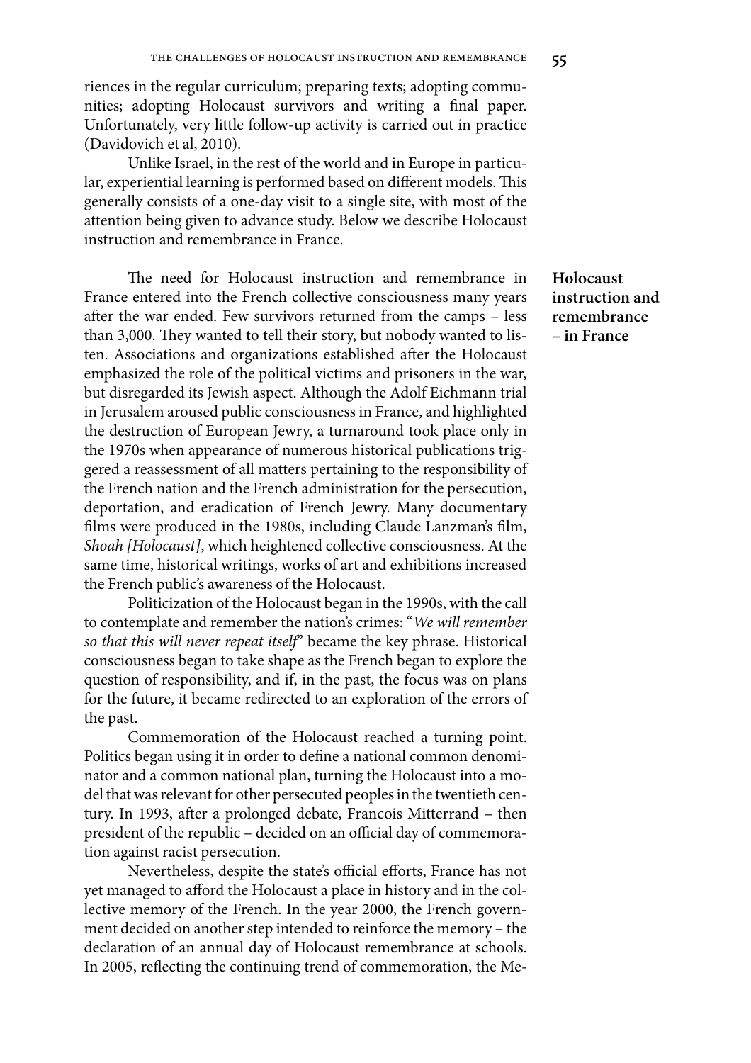riences in the regular curriculum; preparing texts; adopting communities; adopting Holocaust survivors and writing a final paper. Unfortunately, very little follow-up activity is carried out in practice (Davidovich et al, 2010).

Unlike Israel, in the rest of the world and in Europe in particular, experiential learning is performed based on different models. This generally consists of a one-day visit to a single site, with most of the attention being given to advance study. Below we describe Holocaust instruction and remembrance in France.

## Holocaust instruction and remembrance – in France

The need for Holocaust instruction and remembrance in France entered into the French collective consciousness many years after the war ended. Few survivors returned from the camps – less than 3,000. They wanted to tell their story, but nobody wanted to listen. Associations and organizations established after the Holocaust emphasized the role of the political victims and prisoners in the war, but disregarded its Jewish aspect. Although the Adolf Eichmann trial in Jerusalem aroused public consciousness in France, and highlighted the destruction of European Jewry, a turnaround took place only in the 1970s when appearance of numerous historical publications triggered a reassessment of all matters pertaining to the responsibility of the French nation and the French administration for the persecution, deportation, and eradication of French Jewry. Many documentary films were produced in the 1980s, including Claude Lanzman's film, *Shoah [Holocaust]*, which heightened collective consciousness. At the same time, historical writings, works of art and exhibitions increased the French public's awareness of the Holocaust.

Politicization of the Holocaust began in the 1990s, with the call to contemplate and remember the nation's crimes: "*We will remember so that this will never repeat itself*" became the key phrase. Historical consciousness began to take shape as the French began to explore the question of responsibility, and if, in the past, the focus was on plans for the future, it became redirected to an exploration of the errors of the past.

Commemoration of the Holocaust reached a turning point. Politics began using it in order to define a national common denominator and a common national plan, turning the Holocaust into a model that was relevant for other persecuted peoples in the twentieth century. In 1993, after a prolonged debate, Francois Mitterrand – then president of the republic – decided on an official day of commemoration against racist persecution.

Nevertheless, despite the state's official efforts, France has not yet managed to afford the Holocaust a place in history and in the collective memory of the French. In the year 2000, the French government decided on another step intended to reinforce the memory – the declaration of an annual day of Holocaust remembrance at schools. In 2005, reflecting the continuing trend of commemoration, the Me-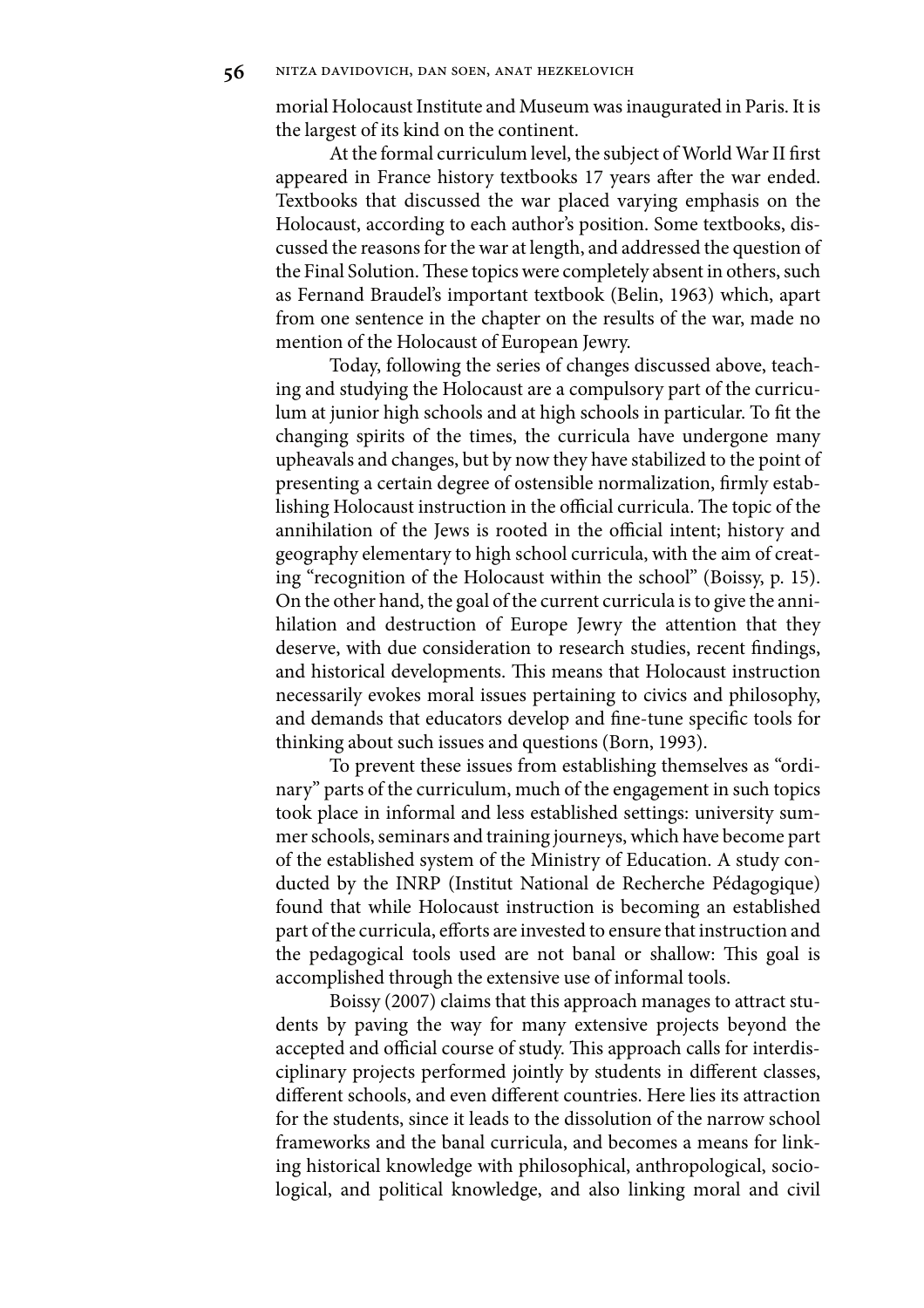morial Holocaust Institute and Museum was inaugurated in Paris. It is the largest of its kind on the continent.

At the formal curriculum level, the subject of World War II first appeared in France history textbooks 17 years after the war ended. Textbooks that discussed the war placed varying emphasis on the Holocaust, according to each author's position. Some textbooks, discussed the reasons for the war at length, and addressed the question of the Final Solution. These topics were completely absent in others, such as Fernand Braudel's important textbook (Belin, 1963) which, apart from one sentence in the chapter on the results of the war, made no mention of the Holocaust of European Jewry.

Today, following the series of changes discussed above, teaching and studying the Holocaust are a compulsory part of the curriculum at junior high schools and at high schools in particular. To fit the changing spirits of the times, the curricula have undergone many upheavals and changes, but by now they have stabilized to the point of presenting a certain degree of ostensible normalization, firmly establishing Holocaust instruction in the official curricula. The topic of the annihilation of the Jews is rooted in the official intent; history and geography elementary to high school curricula, with the aim of creating "recognition of the Holocaust within the school" (Boissy, p. 15). On the other hand, the goal of the current curricula is to give the annihilation and destruction of Europe Jewry the attention that they deserve, with due consideration to research studies, recent findings, and historical developments. This means that Holocaust instruction necessarily evokes moral issues pertaining to civics and philosophy, and demands that educators develop and fine-tune specific tools for thinking about such issues and questions (Born, 1993).

To prevent these issues from establishing themselves as "ordinary" parts of the curriculum, much of the engagement in such topics took place in informal and less established settings: university summer schools, seminars and training journeys, which have become part of the established system of the Ministry of Education. A study conducted by the INRP (Institut National de Recherche Pédagogique) found that while Holocaust instruction is becoming an established part of the curricula, efforts are invested to ensure that instruction and the pedagogical tools used are not banal or shallow: This goal is accomplished through the extensive use of informal tools.

Boissy (2007) claims that this approach manages to attract students by paving the way for many extensive projects beyond the accepted and official course of study. This approach calls for interdisciplinary projects performed jointly by students in different classes, different schools, and even different countries. Here lies its attraction for the students, since it leads to the dissolution of the narrow school frameworks and the banal curricula, and becomes a means for linking historical knowledge with philosophical, anthropological, sociological, and political knowledge, and also linking moral and civil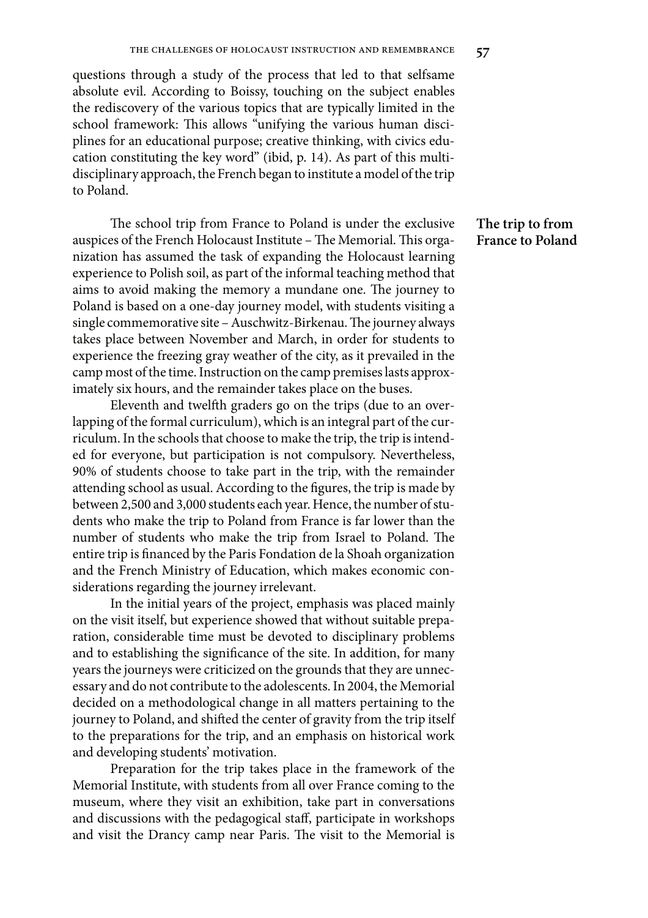questions through a study of the process that led to that selfsame absolute evil. According to Boissy, touching on the subject enables the rediscovery of the various topics that are typically limited in the school framework: This allows "unifying the various human disciplines for an educational purpose; creative thinking, with civics education constituting the key word" (ibid, p. 14). As part of this multidisciplinary approach, the French began to institute a model of the trip to Poland.

**The trip to from France to Poland**

The school trip from France to Poland is under the exclusive auspices of the French Holocaust Institute – The Memorial. This organization has assumed the task of expanding the Holocaust learning experience to Polish soil, as part of the informal teaching method that aims to avoid making the memory a mundane one. The journey to Poland is based on a one-day journey model, with students visiting a single commemorative site – Auschwitz-Birkenau. The journey always takes place between November and March, in order for students to experience the freezing gray weather of the city, as it prevailed in the camp most of the time. Instruction on the camp premises lasts approximately six hours, and the remainder takes place on the buses.

Eleventh and twelfth graders go on the trips (due to an overlapping of the formal curriculum), which is an integral part of the curriculum. In the schools that choose to make the trip, the trip is intended for everyone, but participation is not compulsory. Nevertheless, 90% of students choose to take part in the trip, with the remainder attending school as usual. According to the figures, the trip is made by between 2,500 and 3,000 students each year. Hence, the number of students who make the trip to Poland from France is far lower than the number of students who make the trip from Israel to Poland. The entire trip is financed by the Paris Fondation de la Shoah organization and the French Ministry of Education, which makes economic considerations regarding the journey irrelevant.

In the initial years of the project, emphasis was placed mainly on the visit itself, but experience showed that without suitable preparation, considerable time must be devoted to disciplinary problems and to establishing the significance of the site. In addition, for many years the journeys were criticized on the grounds that they are unnecessary and do not contribute to the adolescents. In 2004, the Memorial decided on a methodological change in all matters pertaining to the journey to Poland, and shifted the center of gravity from the trip itself to the preparations for the trip, and an emphasis on historical work and developing students' motivation.

Preparation for the trip takes place in the framework of the Memorial Institute, with students from all over France coming to the museum, where they visit an exhibition, take part in conversations and discussions with the pedagogical staff, participate in workshops and visit the Drancy camp near Paris. The visit to the Memorial is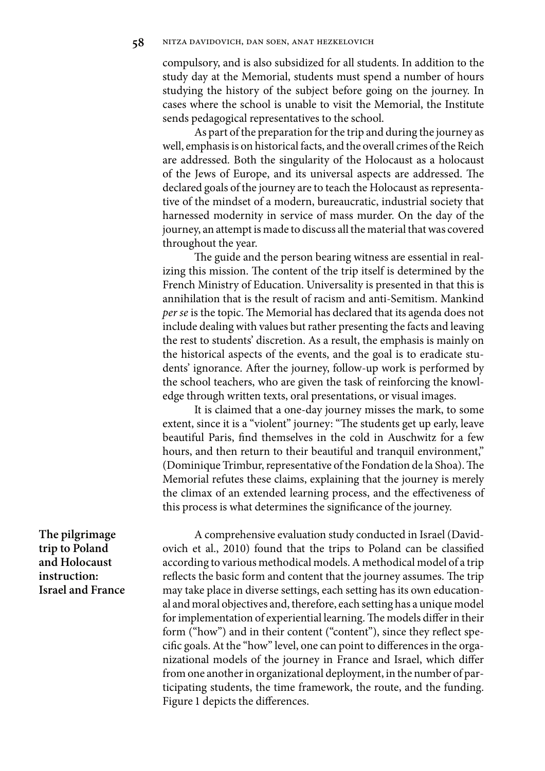compulsory, and is also subsidized for all students. In addition to the study day at the Memorial, students must spend a number of hours studying the history of the subject before going on the journey. In cases where the school is unable to visit the Memorial, the Institute sends pedagogical representatives to the school.

As part of the preparation for the trip and during the journey as well, emphasis is on historical facts, and the overall crimes of the Reich are addressed. Both the singularity of the Holocaust as a holocaust of the Jews of Europe, and its universal aspects are addressed. The declared goals of the journey are to teach the Holocaust as representative of the mindset of a modern, bureaucratic, industrial society that harnessed modernity in service of mass murder. On the day of the journey, an attempt is made to discuss all the material that was covered throughout the year.

The guide and the person bearing witness are essential in realizing this mission. The content of the trip itself is determined by the French Ministry of Education. Universality is presented in that this is annihilation that is the result of racism and anti-Semitism. Mankind *per se* is the topic. The Memorial has declared that its agenda does not include dealing with values but rather presenting the facts and leaving the rest to students' discretion. As a result, the emphasis is mainly on the historical aspects of the events, and the goal is to eradicate students' ignorance. After the journey, follow-up work is performed by the school teachers, who are given the task of reinforcing the knowledge through written texts, oral presentations, or visual images.

It is claimed that a one-day journey misses the mark, to some extent, since it is a "violent" journey: "The students get up early, leave beautiful Paris, find themselves in the cold in Auschwitz for a few hours, and then return to their beautiful and tranquil environment," (Dominique Trimbur, representative of the Fondation de la Shoa). The Memorial refutes these claims, explaining that the journey is merely the climax of an extended learning process, and the effectiveness of this process is what determines the significance of the journey.

## The pilgrimage trip to Poland and Holocaust instruction: Israel and France

A comprehensive evaluation study conducted in Israel (Davidovich et al., 2010) found that the trips to Poland can be classified according to various methodical models. A methodical model of a trip reflects the basic form and content that the journey assumes. The trip may take place in diverse settings, each setting has its own educational and moral objectives and, therefore, each setting has a unique model for implementation of experiential learning. The models differ in their form ("how") and in their content ("content"), since they reflect specific goals. At the "how" level, one can point to differences in the organizational models of the journey in France and Israel, which differ from one another in organizational deployment, in the number of participating students, the time framework, the route, and the funding. Figure 1 depicts the differences.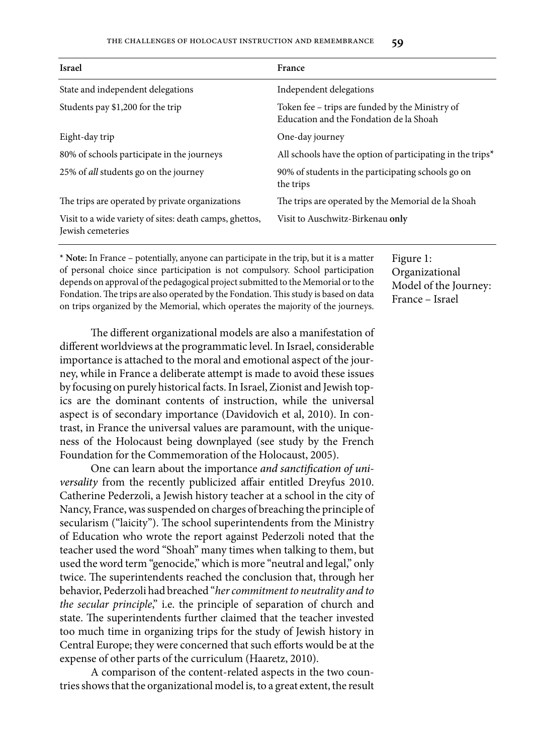| Israel | France |
|---|---|
| State and independent delegations | Independent delegations |
| Students pay $1,200 for the trip | Token fee – trips are funded by the Ministry of Education and the Fondation de la Shoah |
| Eight-day trip | One-day journey |
| 80% of schools participate in the journeys | All schools have the option of participating in the trips* |
| 25% of *all* students go on the journey | 90% of students in the participating schools go on the trips |
| The trips are operated by private organizations | The trips are operated by the Memorial de la Shoah |
| Visit to a wide variety of sites: death camps, ghettos, Jewish cemeteries | Visit to Auschwitz-Birkenau **only** |

\* **Note:** In France – potentially, anyone can participate in the trip, but it is a matter of personal choice since participation is not compulsory. School participation depends on approval of the pedagogical project submitted to the Memorial or to the Fondation. The trips are also operated by the Fondation. This study is based on data on trips organized by the Memorial, which operates the majority of the journeys.

Figure 1: Organizational Model of the Journey: France – Israel

The different organizational models are also a manifestation of different worldviews at the programmatic level. In Israel, considerable importance is attached to the moral and emotional aspect of the journey, while in France a deliberate attempt is made to avoid these issues by focusing on purely historical facts. In Israel, Zionist and Jewish topics are the dominant contents of instruction, while the universal aspect is of secondary importance (Davidovich et al, 2010). In contrast, in France the universal values are paramount, with the uniqueness of the Holocaust being downplayed (see study by the French Foundation for the Commemoration of the Holocaust, 2005).

One can learn about the importance *and sanctification of universality* from the recently publicized affair entitled Dreyfus 2010. Catherine Pederzoli, a Jewish history teacher at a school in the city of Nancy, France, was suspended on charges of breaching the principle of secularism ("laicity"). The school superintendents from the Ministry of Education who wrote the report against Pederzoli noted that the teacher used the word "Shoah" many times when talking to them, but used the word term "genocide," which is more "neutral and legal," only twice. The superintendents reached the conclusion that, through her behavior, Pederzoli had breached "*her commitment to neutrality and to the secular principle*," i.e. the principle of separation of church and state. The superintendents further claimed that the teacher invested too much time in organizing trips for the study of Jewish history in Central Europe; they were concerned that such efforts would be at the expense of other parts of the curriculum (Haaretz, 2010).

A comparison of the content-related aspects in the two countries shows that the organizational model is, to a great extent, the result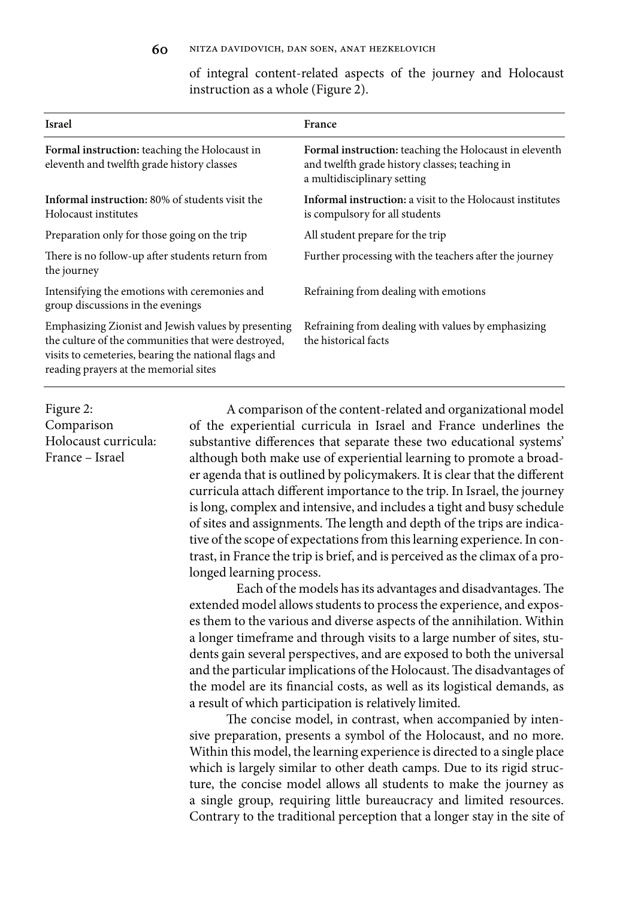of integral content-related aspects of the journey and Holocaust instruction as a whole (Figure 2).

| Israel | France |
|---|---|
| **Formal instruction:** teaching the Holocaust in eleventh and twelfth grade history classes | **Formal instruction:** teaching the Holocaust in eleventh and twelfth grade history classes; teaching in a multidisciplinary setting |
| **Informal instruction:** 80% of students visit the Holocaust institutes | **Informal instruction:** a visit to the Holocaust institutes is compulsory for all students |
| Preparation only for those going on the trip | All student prepare for the trip |
| There is no follow-up after students return from the journey | Further processing with the teachers after the journey |
| Intensifying the emotions with ceremonies and group discussions in the evenings | Refraining from dealing with emotions |
| Emphasizing Zionist and Jewish values by presenting the culture of the communities that were destroyed, visits to cemeteries, bearing the national flags and reading prayers at the memorial sites | Refraining from dealing with values by emphasizing the historical facts |

Figure 2: Comparison Holocaust curricula: France – Israel

A comparison of the content-related and organizational model of the experiential curricula in Israel and France underlines the substantive differences that separate these two educational systems' although both make use of experiential learning to promote a broader agenda that is outlined by policymakers. It is clear that the different curricula attach different importance to the trip. In Israel, the journey is long, complex and intensive, and includes a tight and busy schedule of sites and assignments. The length and depth of the trips are indicative of the scope of expectations from this learning experience. In contrast, in France the trip is brief, and is perceived as the climax of a prolonged learning process.

Each of the models has its advantages and disadvantages. The extended model allows students to process the experience, and exposes them to the various and diverse aspects of the annihilation. Within a longer timeframe and through visits to a large number of sites, students gain several perspectives, and are exposed to both the universal and the particular implications of the Holocaust. The disadvantages of the model are its financial costs, as well as its logistical demands, as a result of which participation is relatively limited.

The concise model, in contrast, when accompanied by intensive preparation, presents a symbol of the Holocaust, and no more. Within this model, the learning experience is directed to a single place which is largely similar to other death camps. Due to its rigid structure, the concise model allows all students to make the journey as a single group, requiring little bureaucracy and limited resources. Contrary to the traditional perception that a longer stay in the site of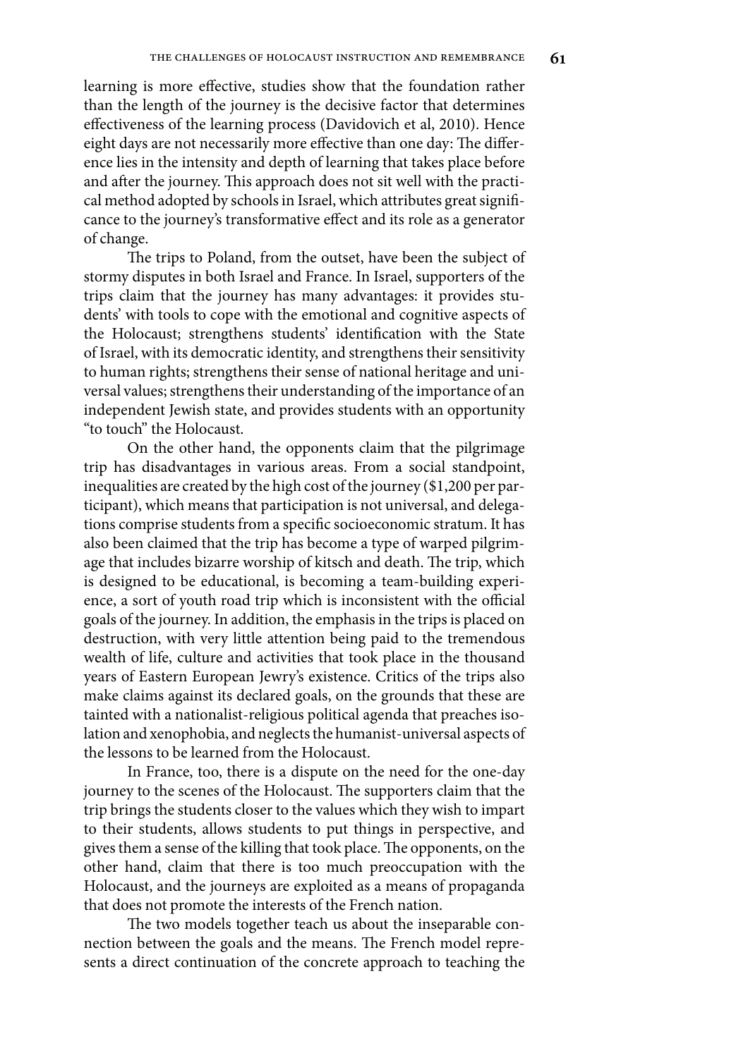learning is more effective, studies show that the foundation rather than the length of the journey is the decisive factor that determines effectiveness of the learning process (Davidovich et al, 2010). Hence eight days are not necessarily more effective than one day: The difference lies in the intensity and depth of learning that takes place before and after the journey. This approach does not sit well with the practical method adopted by schools in Israel, which attributes great significance to the journey's transformative effect and its role as a generator of change.

The trips to Poland, from the outset, have been the subject of stormy disputes in both Israel and France. In Israel, supporters of the trips claim that the journey has many advantages: it provides students' with tools to cope with the emotional and cognitive aspects of the Holocaust; strengthens students' identification with the State of Israel, with its democratic identity, and strengthens their sensitivity to human rights; strengthens their sense of national heritage and universal values; strengthens their understanding of the importance of an independent Jewish state, and provides students with an opportunity "to touch" the Holocaust.

On the other hand, the opponents claim that the pilgrimage trip has disadvantages in various areas. From a social standpoint, inequalities are created by the high cost of the journey ($1,200 per participant), which means that participation is not universal, and delegations comprise students from a specific socioeconomic stratum. It has also been claimed that the trip has become a type of warped pilgrimage that includes bizarre worship of kitsch and death. The trip, which is designed to be educational, is becoming a team-building experience, a sort of youth road trip which is inconsistent with the official goals of the journey. In addition, the emphasis in the trips is placed on destruction, with very little attention being paid to the tremendous wealth of life, culture and activities that took place in the thousand years of Eastern European Jewry's existence. Critics of the trips also make claims against its declared goals, on the grounds that these are tainted with a nationalist-religious political agenda that preaches isolation and xenophobia, and neglects the humanist-universal aspects of the lessons to be learned from the Holocaust.

In France, too, there is a dispute on the need for the one-day journey to the scenes of the Holocaust. The supporters claim that the trip brings the students closer to the values which they wish to impart to their students, allows students to put things in perspective, and gives them a sense of the killing that took place. The opponents, on the other hand, claim that there is too much preoccupation with the Holocaust, and the journeys are exploited as a means of propaganda that does not promote the interests of the French nation.

The two models together teach us about the inseparable connection between the goals and the means. The French model represents a direct continuation of the concrete approach to teaching the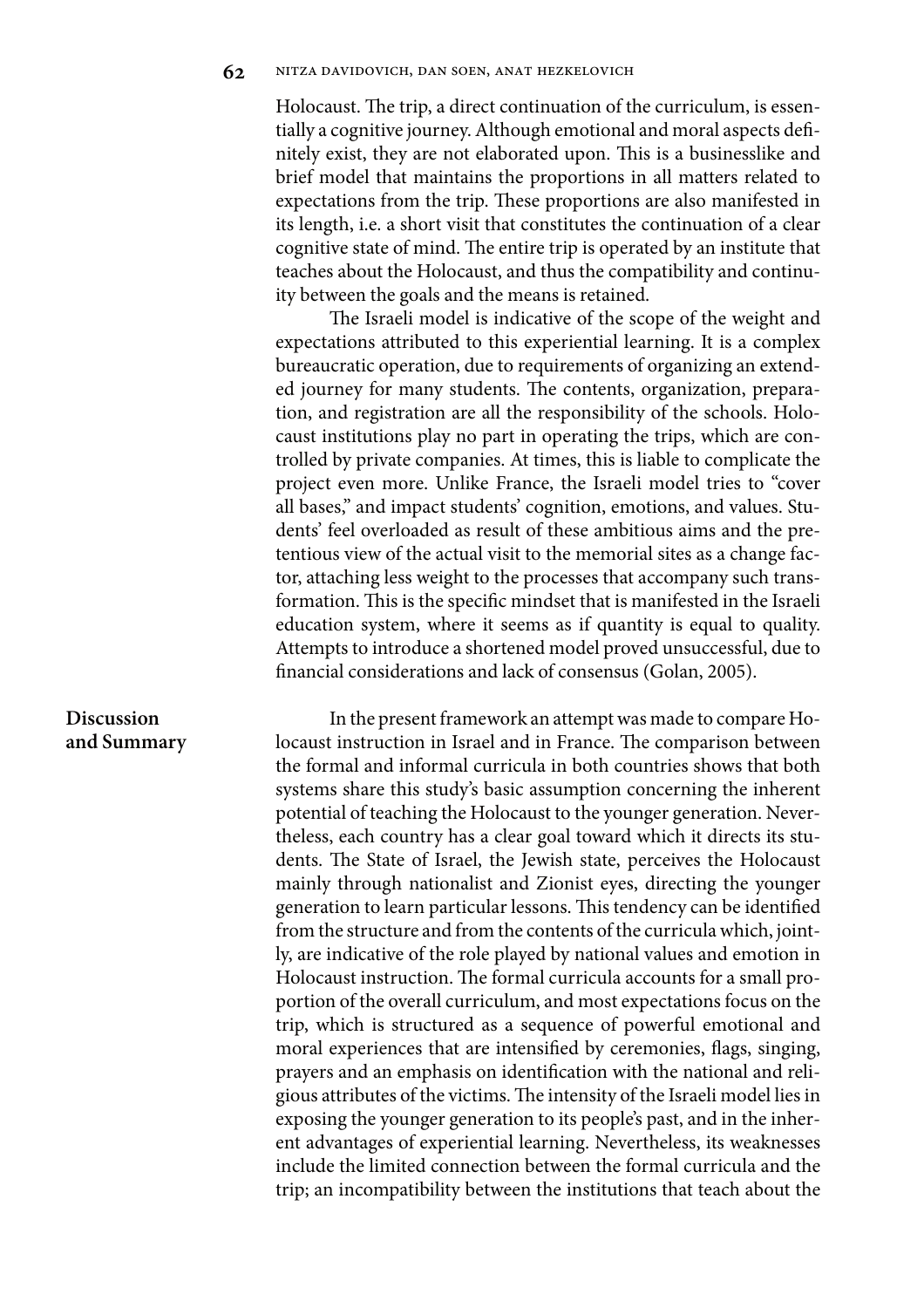Holocaust. The trip, a direct continuation of the curriculum, is essentially a cognitive journey. Although emotional and moral aspects definitely exist, they are not elaborated upon. This is a businesslike and brief model that maintains the proportions in all matters related to expectations from the trip. These proportions are also manifested in its length, i.e. a short visit that constitutes the continuation of a clear cognitive state of mind. The entire trip is operated by an institute that teaches about the Holocaust, and thus the compatibility and continuity between the goals and the means is retained.

The Israeli model is indicative of the scope of the weight and expectations attributed to this experiential learning. It is a complex bureaucratic operation, due to requirements of organizing an extended journey for many students. The contents, organization, preparation, and registration are all the responsibility of the schools. Holocaust institutions play no part in operating the trips, which are controlled by private companies. At times, this is liable to complicate the project even more. Unlike France, the Israeli model tries to "cover all bases," and impact students' cognition, emotions, and values. Students' feel overloaded as result of these ambitious aims and the pretentious view of the actual visit to the memorial sites as a change factor, attaching less weight to the processes that accompany such transformation. This is the specific mindset that is manifested in the Israeli education system, where it seems as if quantity is equal to quality. Attempts to introduce a shortened model proved unsuccessful, due to financial considerations and lack of consensus (Golan, 2005).

## Discussion and Summary

In the present framework an attempt was made to compare Holocaust instruction in Israel and in France. The comparison between the formal and informal curricula in both countries shows that both systems share this study's basic assumption concerning the inherent potential of teaching the Holocaust to the younger generation. Nevertheless, each country has a clear goal toward which it directs its students. The State of Israel, the Jewish state, perceives the Holocaust mainly through nationalist and Zionist eyes, directing the younger generation to learn particular lessons. This tendency can be identified from the structure and from the contents of the curricula which, jointly, are indicative of the role played by national values and emotion in Holocaust instruction. The formal curricula accounts for a small proportion of the overall curriculum, and most expectations focus on the trip, which is structured as a sequence of powerful emotional and moral experiences that are intensified by ceremonies, flags, singing, prayers and an emphasis on identification with the national and religious attributes of the victims. The intensity of the Israeli model lies in exposing the younger generation to its people's past, and in the inherent advantages of experiential learning. Nevertheless, its weaknesses include the limited connection between the formal curricula and the trip; an incompatibility between the institutions that teach about the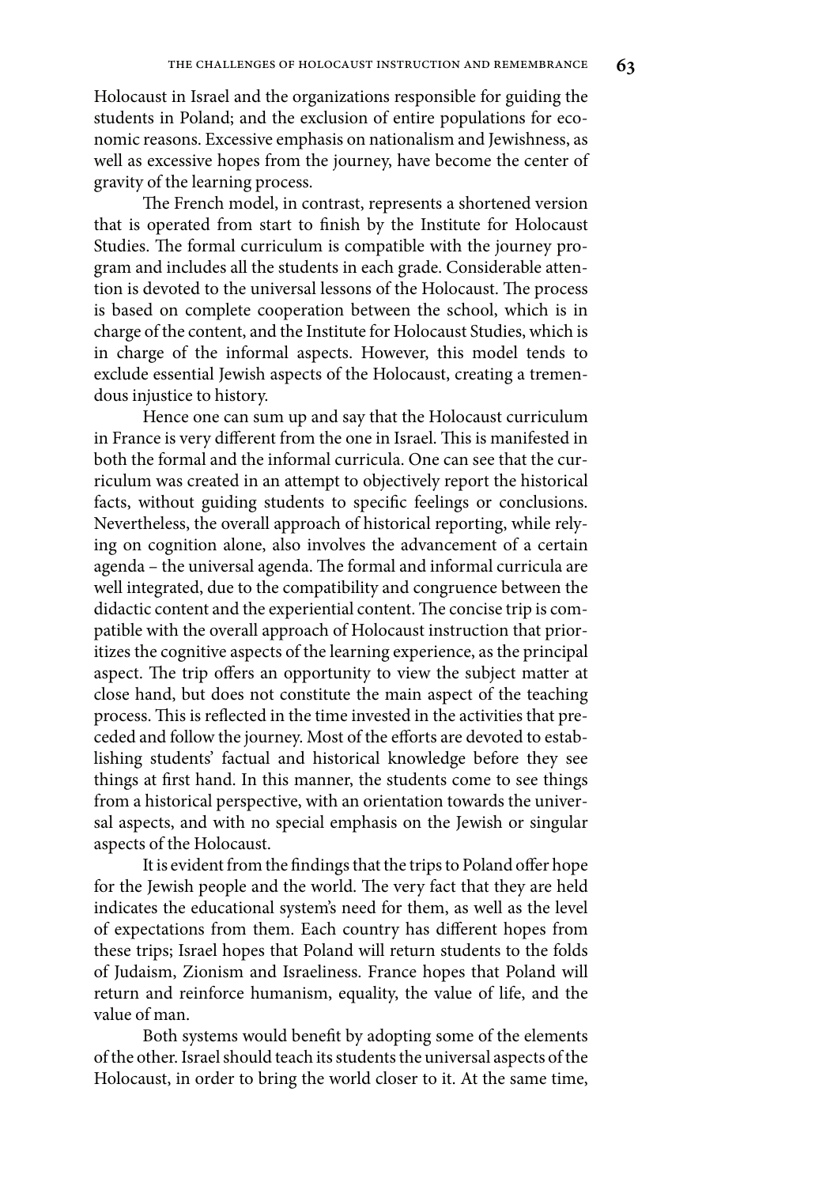Holocaust in Israel and the organizations responsible for guiding the students in Poland; and the exclusion of entire populations for economic reasons. Excessive emphasis on nationalism and Jewishness, as well as excessive hopes from the journey, have become the center of gravity of the learning process.

The French model, in contrast, represents a shortened version that is operated from start to finish by the Institute for Holocaust Studies. The formal curriculum is compatible with the journey program and includes all the students in each grade. Considerable attention is devoted to the universal lessons of the Holocaust. The process is based on complete cooperation between the school, which is in charge of the content, and the Institute for Holocaust Studies, which is in charge of the informal aspects. However, this model tends to exclude essential Jewish aspects of the Holocaust, creating a tremendous injustice to history.

Hence one can sum up and say that the Holocaust curriculum in France is very different from the one in Israel. This is manifested in both the formal and the informal curricula. One can see that the curriculum was created in an attempt to objectively report the historical facts, without guiding students to specific feelings or conclusions. Nevertheless, the overall approach of historical reporting, while relying on cognition alone, also involves the advancement of a certain agenda – the universal agenda. The formal and informal curricula are well integrated, due to the compatibility and congruence between the didactic content and the experiential content. The concise trip is compatible with the overall approach of Holocaust instruction that prioritizes the cognitive aspects of the learning experience, as the principal aspect. The trip offers an opportunity to view the subject matter at close hand, but does not constitute the main aspect of the teaching process. This is reflected in the time invested in the activities that preceded and follow the journey. Most of the efforts are devoted to establishing students' factual and historical knowledge before they see things at first hand. In this manner, the students come to see things from a historical perspective, with an orientation towards the universal aspects, and with no special emphasis on the Jewish or singular aspects of the Holocaust.

It is evident from the findings that the trips to Poland offer hope for the Jewish people and the world. The very fact that they are held indicates the educational system's need for them, as well as the level of expectations from them. Each country has different hopes from these trips; Israel hopes that Poland will return students to the folds of Judaism, Zionism and Israeliness. France hopes that Poland will return and reinforce humanism, equality, the value of life, and the value of man.

Both systems would benefit by adopting some of the elements of the other. Israel should teach its students the universal aspects of the Holocaust, in order to bring the world closer to it. At the same time,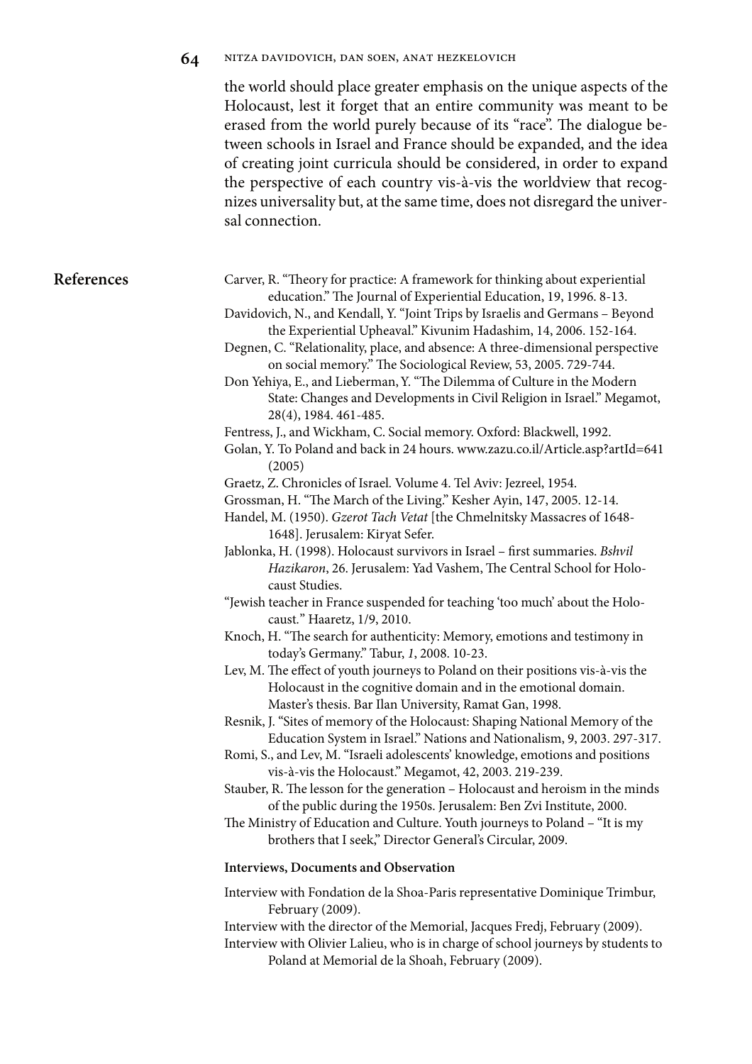the world should place greater emphasis on the unique aspects of the Holocaust, lest it forget that an entire community was meant to be erased from the world purely because of its "race". The dialogue between schools in Israel and France should be expanded, and the idea of creating joint curricula should be considered, in order to expand the perspective of each country vis-à-vis the worldview that recognizes universality but, at the same time, does not disregard the universal connection.

## References

Carver, R. "Theory for practice: A framework for thinking about experiential education." The Journal of Experiential Education, 19, 1996. 8-13.

Davidovich, N., and Kendall, Y. "Joint Trips by Israelis and Germans – Beyond the Experiential Upheaval." Kivunim Hadashim, 14, 2006. 152-164.

Degnen, C. "Relationality, place, and absence: A three-dimensional perspective on social memory." The Sociological Review, 53, 2005. 729-744.

Don Yehiya, E., and Lieberman, Y. "The Dilemma of Culture in the Modern State: Changes and Developments in Civil Religion in Israel." Megamot, 28(4), 1984. 461-485.

Fentress, J., and Wickham, C. Social memory. Oxford: Blackwell, 1992.

Golan, Y. To Poland and back in 24 hours. www.zazu.co.il/Article.asp?artId=641 (2005)

Graetz, Z. Chronicles of Israel. Volume 4. Tel Aviv: Jezreel, 1954.

Grossman, H. "The March of the Living." Kesher Ayin, 147, 2005. 12-14.

Handel, M. (1950). *Gzerot Tach Vetat* [the Chmelnitsky Massacres of 1648-1648]. Jerusalem: Kiryat Sefer.

Jablonka, H. (1998). Holocaust survivors in Israel – first summaries. *Bshvil Hazikaron*, 26. Jerusalem: Yad Vashem, The Central School for Holocaust Studies.

"Jewish teacher in France suspended for teaching 'too much' about the Holocaust." Haaretz, 1/9, 2010.

Knoch, H. "The search for authenticity: Memory, emotions and testimony in today's Germany." Tabur, *1*, 2008. 10-23.

Lev, M. The effect of youth journeys to Poland on their positions vis-à-vis the Holocaust in the cognitive domain and in the emotional domain. Master's thesis. Bar Ilan University, Ramat Gan, 1998.

Resnik, J. "Sites of memory of the Holocaust: Shaping National Memory of the Education System in Israel." Nations and Nationalism, 9, 2003. 297-317.

Romi, S., and Lev, M. "Israeli adolescents' knowledge, emotions and positions vis-à-vis the Holocaust." Megamot, 42, 2003. 219-239.

Stauber, R. The lesson for the generation – Holocaust and heroism in the minds of the public during the 1950s. Jerusalem: Ben Zvi Institute, 2000.

The Ministry of Education and Culture. Youth journeys to Poland – "It is my brothers that I seek," Director General's Circular, 2009.

### Interviews, Documents and Observation

Interview with Fondation de la Shoa-Paris representative Dominique Trimbur, February (2009).

Interview with the director of the Memorial, Jacques Fredj, February (2009).

Interview with Olivier Lalieu, who is in charge of school journeys by students to Poland at Memorial de la Shoah, February (2009).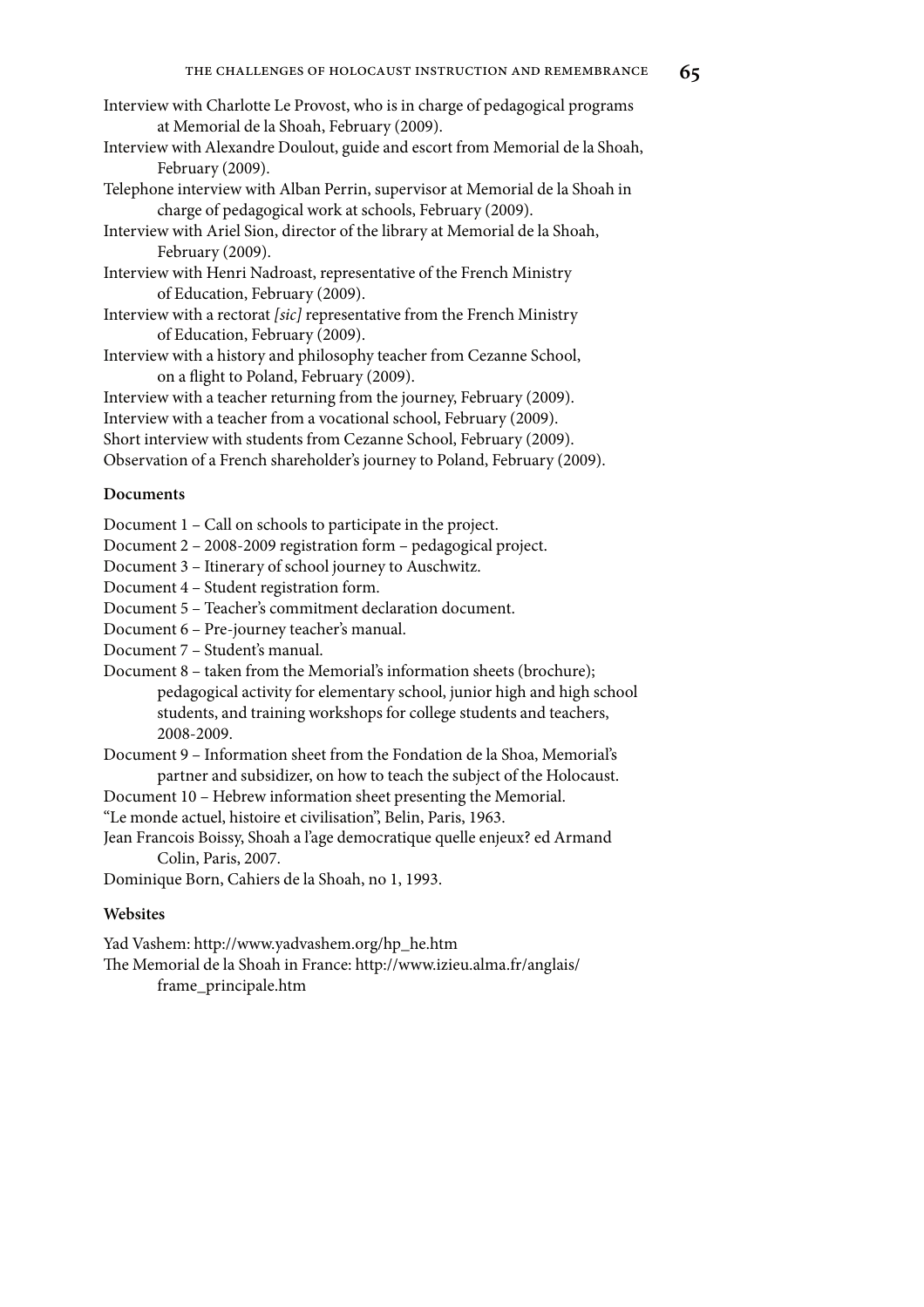Interview with Charlotte Le Provost, who is in charge of pedagogical programs at Memorial de la Shoah, February (2009).

Interview with Alexandre Doulout, guide and escort from Memorial de la Shoah, February (2009).

Telephone interview with Alban Perrin, supervisor at Memorial de la Shoah in charge of pedagogical work at schools, February (2009).

Interview with Ariel Sion, director of the library at Memorial de la Shoah, February (2009).

Interview with Henri Nadroast, representative of the French Ministry of Education, February (2009).

Interview with a rectorat *[sic]* representative from the French Ministry of Education, February (2009).

Interview with a history and philosophy teacher from Cezanne School, on a flight to Poland, February (2009).

Interview with a teacher returning from the journey, February (2009).

Interview with a teacher from a vocational school, February (2009).

Short interview with students from Cezanne School, February (2009).

Observation of a French shareholder's journey to Poland, February (2009).

**Documents**

Document 1 – Call on schools to participate in the project.

Document 2 – 2008-2009 registration form – pedagogical project.

Document 3 – Itinerary of school journey to Auschwitz.

Document 4 – Student registration form.

Document 5 – Teacher's commitment declaration document.

Document 6 – Pre-journey teacher's manual.

Document 7 – Student's manual.

Document 8 – taken from the Memorial's information sheets (brochure); pedagogical activity for elementary school, junior high and high school students, and training workshops for college students and teachers, 2008-2009.

Document 9 – Information sheet from the Fondation de la Shoa, Memorial's partner and subsidizer, on how to teach the subject of the Holocaust.

Document 10 – Hebrew information sheet presenting the Memorial.

"Le monde actuel, histoire et civilisation", Belin, Paris, 1963.

Jean Francois Boissy, Shoah a l'age democratique quelle enjeux? ed Armand Colin, Paris, 2007.

Dominique Born, Cahiers de la Shoah, no 1, 1993.

**Websites**

Yad Vashem: http://www.yadvashem.org/hp_he.htm

The Memorial de la Shoah in France: http://www.izieu.alma.fr/anglais/frame_principale.htm